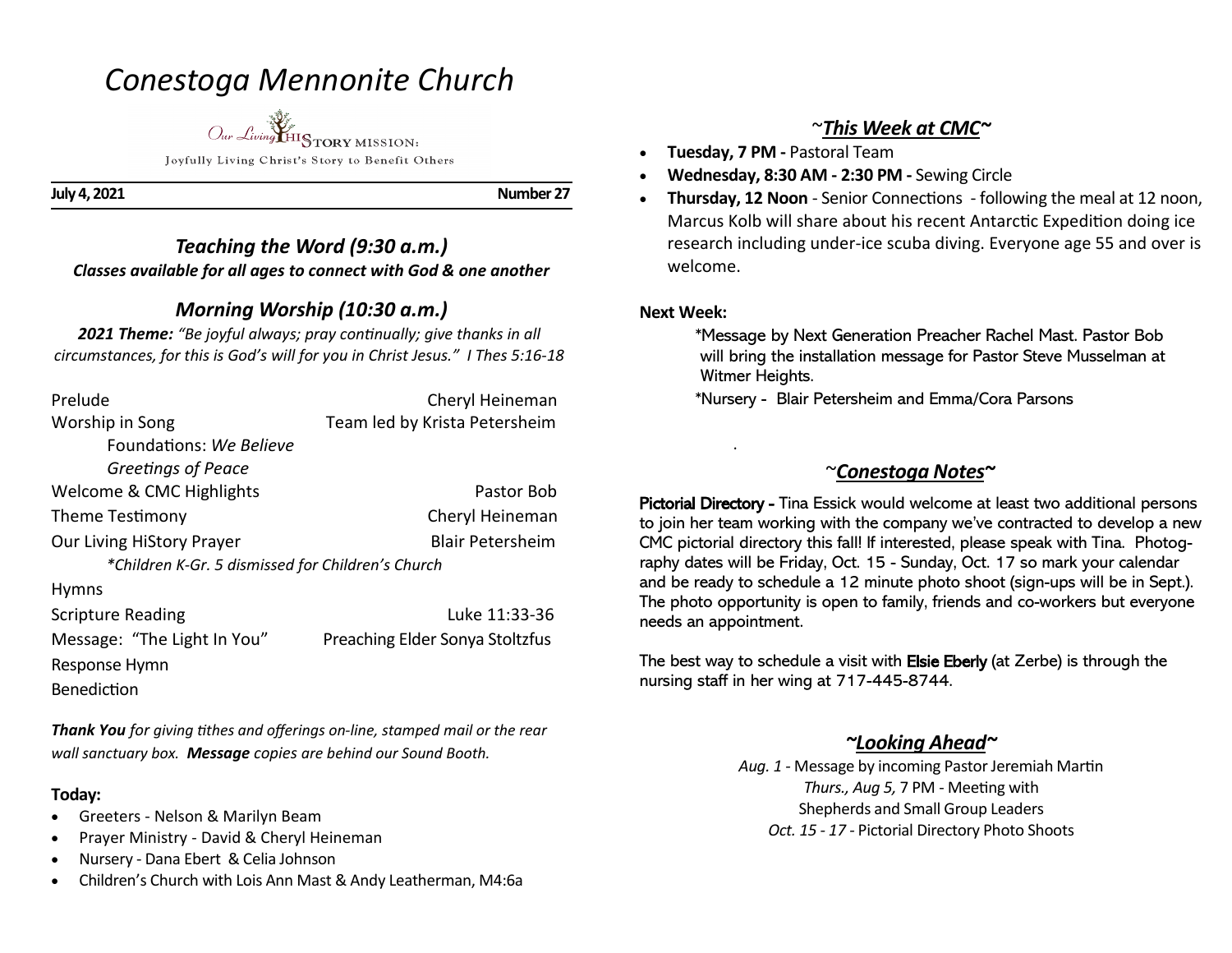# *Conestoga Mennonite Church*

Our Living HiSTORY MISSION:
Joyfully Living Christ's Story to Benefit Others

**July 4, 2021** **Number 27**

## *Teaching the Word (9:30 a.m.)*

***Classes available for all ages to connect with God & one another***

## *Morning Worship (10:30 a.m.)*

***2021 Theme:*** *"Be joyful always; pray continually; give thanks in all circumstances, for this is God's will for you in Christ Jesus." I Thes 5:16-18*

| | |
|---|---|
| Prelude | Cheryl Heineman |
| Worship in Song | Team led by Krista Petersheim |
| Foundations: *We Believe* | |
| *Greetings of Peace* | |
| Welcome & CMC Highlights | Pastor Bob |
| Theme Testimony | Cheryl Heineman |
| Our Living HiStory Prayer | Blair Petersheim |
| *\*Children K-Gr. 5 dismissed for Children's Church* | |
| Hymns | |
| Scripture Reading | Luke 11:33-36 |
| Message: "The Light In You" | Preaching Elder Sonya Stoltzfus |
| Response Hymn | |
| Benediction | |

***Thank You*** *for giving tithes and offerings on-line, stamped mail or the rear wall sanctuary box.* ***Message*** *copies are behind our Sound Booth.*

**Today:**

- Greeters - Nelson & Marilyn Beam
- Prayer Ministry - David & Cheryl Heineman
- Nursery - Dana Ebert & Celia Johnson
- Children's Church with Lois Ann Mast & Andy Leatherman, M4:6a

## ~*This Week at CMC*~

- **Tuesday, 7 PM -** Pastoral Team
- **Wednesday, 8:30 AM - 2:30 PM -** Sewing Circle
- **Thursday, 12 Noon** - Senior Connections - following the meal at 12 noon, Marcus Kolb will share about his recent Antarctic Expedition doing ice research including under-ice scuba diving. Everyone age 55 and over is welcome.

**Next Week:**

*Message by Next Generation Preacher Rachel Mast. Pastor Bob will bring the installation message for Pastor Steve Musselman at Witmer Heights.

*Nursery - Blair Petersheim and Emma/Cora Parsons

## ~*Conestoga Notes*~

**Pictorial Directory -** Tina Essick would welcome at least two additional persons to join her team working with the company we've contracted to develop a new CMC pictorial directory this fall! If interested, please speak with Tina. Photography dates will be Friday, Oct. 15 - Sunday, Oct. 17 so mark your calendar and be ready to schedule a 12 minute photo shoot (sign-ups will be in Sept.). The photo opportunity is open to family, friends and co-workers but everyone needs an appointment.

The best way to schedule a visit with **Elsie Eberly** (at Zerbe) is through the nursing staff in her wing at 717-445-8744.

## ~*Looking Ahead*~

*Aug. 1* - Message by incoming Pastor Jeremiah Martin
*Thurs., Aug 5,* 7 PM - Meeting with Shepherds and Small Group Leaders
*Oct. 15 - 17* - Pictorial Directory Photo Shoots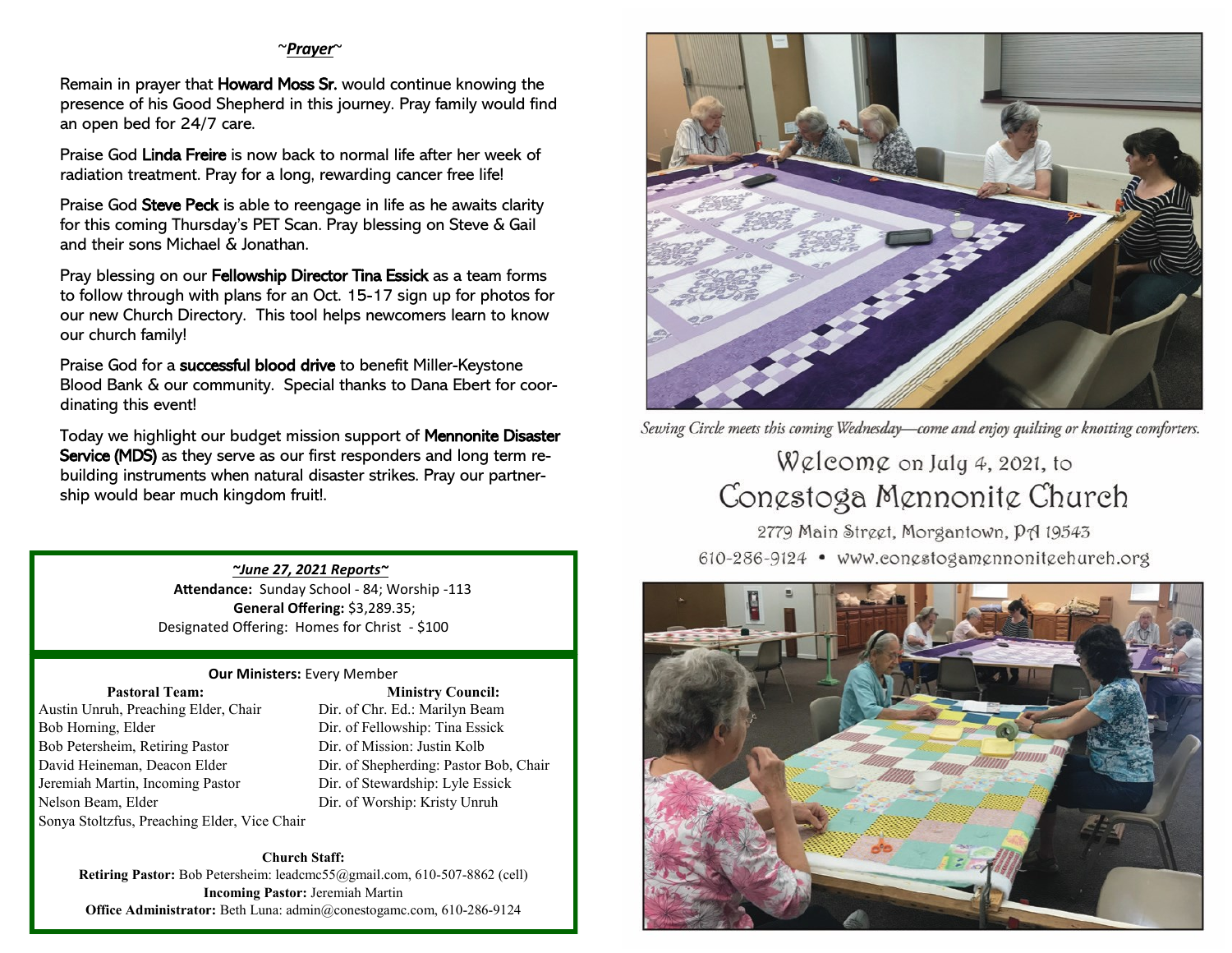*~**Prayer**~*

Remain in prayer that **Howard Moss Sr.** would continue knowing the presence of his Good Shepherd in this journey. Pray family would find an open bed for 24/7 care.

Praise God **Linda Freire** is now back to normal life after her week of radiation treatment. Pray for a long, rewarding cancer free life!

Praise God **Steve Peck** is able to reengage in life as he awaits clarity for this coming Thursday's PET Scan. Pray blessing on Steve & Gail and their sons Michael & Jonathan.

Pray blessing on our **Fellowship Director Tina Essick** as a team forms to follow through with plans for an Oct. 15-17 sign up for photos for our new Church Directory. This tool helps newcomers learn to know our church family!

Praise God for a **successful blood drive** to benefit Miller-Keystone Blood Bank & our community. Special thanks to Dana Ebert for coordinating this event!

Today we highlight our budget mission support of **Mennonite Disaster Service (MDS)** as they serve as our first responders and long term rebuilding instruments when natural disaster strikes. Pray our partnership would bear much kingdom fruit!.

***~June 27, 2021 Reports~***

**Attendance:** Sunday School - 84; Worship -113
**General Offering:** $3,289.35;
Designated Offering: Homes for Christ - $100

**Our Ministers:** Every Member

**Pastoral Team:**
Austin Unruh, Preaching Elder, Chair
Bob Horning, Elder
Bob Petersheim, Retiring Pastor
David Heineman, Deacon Elder
Jeremiah Martin, Incoming Pastor
Nelson Beam, Elder
Sonya Stoltzfus, Preaching Elder, Vice Chair

**Ministry Council:**
Dir. of Chr. Ed.: Marilyn Beam
Dir. of Fellowship: Tina Essick
Dir. of Mission: Justin Kolb
Dir. of Shepherding: Pastor Bob, Chair
Dir. of Stewardship: Lyle Essick
Dir. of Worship: Kristy Unruh

**Church Staff:**
**Retiring Pastor:** Bob Petersheim: leadcmc55@gmail.com, 610-507-8862 (cell)
**Incoming Pastor:** Jeremiah Martin
**Office Administrator:** Beth Luna: admin@conestogamc.com, 610-286-9124

*Sewing Circle meets this coming Wednesday—come and enjoy quilting or knotting comforters.*

# Welcome on July 4, 2021, to Conestoga Mennonite Church

2779 Main Street, Morgantown, PA 19543
610-286-9124 • www.conestogamennonitechurch.org